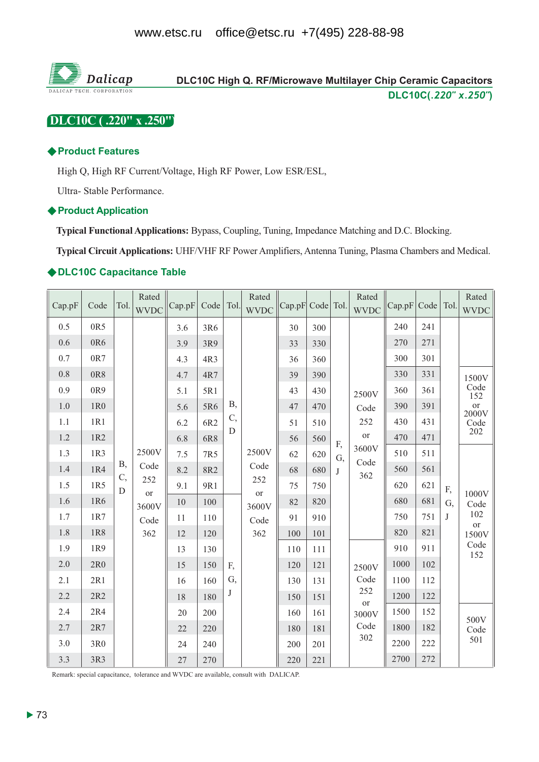www.etsc.ru office@etsc.ru +7(495) 228-88-98

Dalicap
DALICAP TECH. CORPORATION

**DLC10C High Q. RF/Microwave Multilayer Chip Ceramic Capacitors**
**DLC10C(*.220" x.250"*)**

# DLC10C ( .220" x .250")

## ◆Product Features

High Q, High RF Current/Voltage, High RF Power, Low ESR/ESL,

Ultra- Stable Performance.

## ◆Product Application

**Typical Functional Applications:** Bypass, Coupling, Tuning, Impedance Matching and D.C. Blocking.

**Typical Circuit Applications:** UHF/VHF RF Power Amplifiers, Antenna Tuning, Plasma Chambers and Medical.

## ◆DLC10C Capacitance Table

| Cap.pF | Code | Tol. | Rated WVDC | Cap.pF | Code | Tol. | Rated WVDC | Cap.pF | Code | Tol. | Rated WVDC | Cap.pF | Code | Tol. | Rated WVDC |
|---|---|---|---|---|---|---|---|---|---|---|---|---|---|---|---|
| 0.5 | 0R5 | B, C, D | 2500V Code 252 or 3600V Code 362 | 3.6 | 3R6 | B, C, D | 2500V Code 252 or 3600V Code 362 | 30 | 300 | F, G, J | 2500V Code 252 or 3600V Code 362 | 240 | 241 | F, G, J | |
| 0.6 | 0R6 | | | 3.9 | 3R9 | | | 33 | 330 | | | 270 | 271 | | |
| 0.7 | 0R7 | | | 4.3 | 4R3 | | | 36 | 360 | | | 300 | 301 | | |
| 0.8 | 0R8 | | | 4.7 | 4R7 | | | 39 | 390 | | | 330 | 331 | | 1500V Code 152 or 2000V Code 202 |
| 0.9 | 0R9 | | | 5.1 | 5R1 | | | 43 | 430 | | | 360 | 361 | | |
| 1.0 | 1R0 | | | 5.6 | 5R6 | | | 47 | 470 | | | 390 | 391 | | |
| 1.1 | 1R1 | | | 6.2 | 6R2 | | | 51 | 510 | | | 430 | 431 | | |
| 1.2 | 1R2 | | | 6.8 | 6R8 | | | 56 | 560 | | | 470 | 471 | | |
| 1.3 | 1R3 | | | 7.5 | 7R5 | | | 62 | 620 | | | 510 | 511 | | 1000V Code 102 or 1500V Code 152 |
| 1.4 | 1R4 | | | 8.2 | 8R2 | | | 68 | 680 | | | 560 | 561 | | |
| 1.5 | 1R5 | | | 9.1 | 9R1 | | | 75 | 750 | | | 620 | 621 | | |
| 1.6 | 1R6 | | | 10 | 100 | F, G, J | | 82 | 820 | | | 680 | 681 | | |
| 1.7 | 1R7 | | | 11 | 110 | | | 91 | 910 | | | 750 | 751 | | |
| 1.8 | 1R8 | | | 12 | 120 | | | 100 | 101 | | | 820 | 821 | | |
| 1.9 | 1R9 | | | 13 | 130 | | | 110 | 111 | | 2500V Code 252 or 3000V Code 302 | 910 | 911 | | |
| 2.0 | 2R0 | | | 15 | 150 | | | 120 | 121 | | | 1000 | 102 | | |
| 2.1 | 2R1 | | | 16 | 160 | | | 130 | 131 | | | 1100 | 112 | | |
| 2.2 | 2R2 | | | 18 | 180 | | | 150 | 151 | | | 1200 | 122 | | |
| 2.4 | 2R4 | | | 20 | 200 | | | 160 | 161 | | | 1500 | 152 | | 500V Code 501 |
| 2.7 | 2R7 | | | 22 | 220 | | | 180 | 181 | | | 1800 | 182 | | |
| 3.0 | 3R0 | | | 24 | 240 | | | 200 | 201 | | | 2200 | 222 | | |
| 3.3 | 3R3 | | | 27 | 270 | | | 220 | 221 | | | 2700 | 272 | | |

Remark: special capacitance, tolerance and WVDC are available, consult with DALICAP.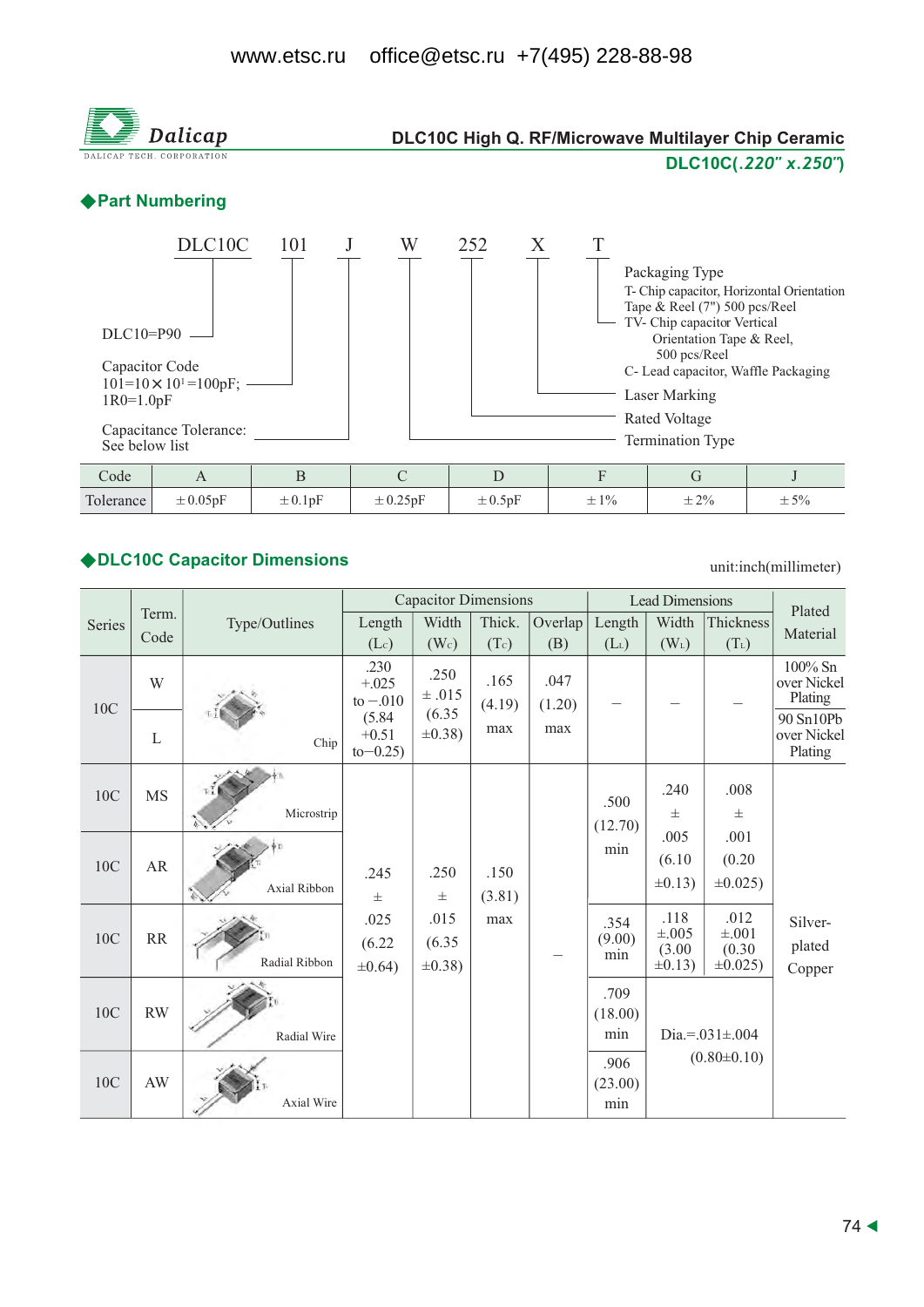DLC10C High Q. RF/Microwave Multilayer Chip Ceramic

DLC10C(*.220" x.250"*)

## ◆Part Numbering

DLC10C 101 J W 252 X T

- DLC10=P90
- Capacitor Code: 101=10×10[1]=100pF; 1R0=1.0pF
- Capacitance Tolerance: See below list
- Termination Type
- Rated Voltage
- Laser Marking
- Packaging Type
  - T- Chip capacitor, Horizontal Orientation Tape & Reel (7") 500 pcs/Reel
  - TV- Chip capacitor Vertical Orientation Tape & Reel, 500 pcs/Reel
  - C- Lead capacitor, Waffle Packaging

| Code | A | B | C | D | F | G | J |
|---|---|---|---|---|---|---|---|
| Tolerance | ±0.05pF | ±0.1pF | ±0.25pF | ±0.5pF | ±1% | ±2% | ±5% |

## ◆DLC10C Capacitor Dimensions

unit:inch(millimeter)

| Series | Term. Code | Type/Outlines | Capacitor Dimensions | | | | Lead Dimensions | | | Plated Material |
|---|---|---|---|---|---|---|---|---|---|---|
| | | | Length ($L_C$) | Width ($W_C$) | Thick. ($T_C$) | Overlap (B) | Length ($L_L$) | Width ($W_L$) | Thickness ($T_L$) | |
| 10C | W | Chip | .230 +.025 to −.010 (5.84 +0.51 to−0.25) | .250 ± .015 (6.35 ±0.38) | .165 (4.19) max | .047 (1.20) max | – | – | – | 100% Sn over Nickel Plating |
| 10C | L | Chip | | | | | | | | 90 Sn10Pb over Nickel Plating |
| 10C | MS | Microstrip | .245 ± .025 (6.22 ±0.64) | .250 ± .015 (6.35 ±0.38) | .150 (3.81) max | – | .500 (12.70) min | .240 ± .005 (6.10 ±0.13) | .008 ± .001 (0.20 ±0.025) | Silver-plated Copper |
| 10C | AR | Axial Ribbon | | | | | | | | |
| 10C | RR | Radial Ribbon | | | | | .354 (9.00) min | .118 ±.005 (3.00 ±0.13) | .012 ±.001 (0.30 ±0.025) | |
| 10C | RW | Radial Wire | | | | | .709 (18.00) min | Dia.=.031±.004 (0.80±0.10) | | |
| 10C | AW | Axial Wire | | | | | .906 (23.00) min | | | |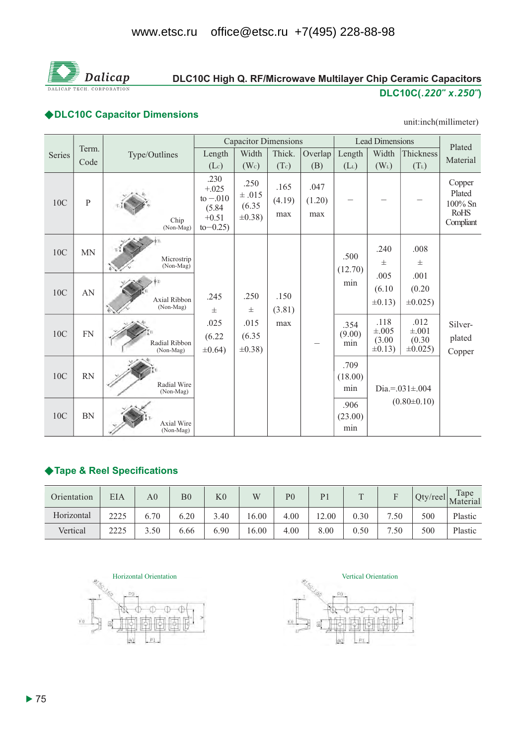# DLC10C High Q. RF/Microwave Multilayer Chip Ceramic Capacitors

**DLC10C(*.220" x.250"*)**

## ◆DLC10C Capacitor Dimensions

unit:inch(millimeter)

| Series | Term. Code | Type/Outlines | Capacitor Dimensions | | | | Lead Dimensions | | | Plated Material |
|---|---|---|---|---|---|---|---|---|---|---|
| | | | Length ($L_C$) | Width ($W_C$) | Thick. ($T_C$) | Overlap (B) | Length ($L_L$) | Width ($W_L$) | Thickness ($T_L$) | |
| 10C | P | Chip (Non-Mag) | .230 +.025 to −.010 (5.84 +0.51 to−0.25) | .250 ±.015 (6.35 ±0.38) | .165 (4.19) max | .047 (1.20) max | – | – | – | Copper Plated 100% Sn RoHS Compliant |
| 10C | MN | Microstrip (Non-Mag) | .245 ± .025 (6.22 ±0.64) | .250 ± .015 (6.35 ±0.38) | .150 (3.81) max | – | .500 (12.70) min | .240 ± .005 (6.10 ±0.13) | .008 ± .001 (0.20 ±0.025) | Silver-plated Copper |
| 10C | AN | Axial Ribbon (Non-Mag) | | | | | | | | |
| 10C | FN | Radial Ribbon (Non-Mag) | | | | | .354 (9.00) min | .118 ±.005 (3.00 ±0.13) | .012 ±.001 (0.30 ±0.025) | |
| 10C | RN | Radial Wire (Non-Mag) | | | | | .709 (18.00) min | Dia.=.031±.004 (0.80±0.10) | | |
| 10C | BN | Axial Wire (Non-Mag) | | | | | .906 (23.00) min | | | |

## ◆Tape & Reel Specifications

| Orientation | EIA | A0 | B0 | K0 | W | P0 | P1 | T | F | Qty/reel | Tape Material |
|---|---|---|---|---|---|---|---|---|---|---|---|
| Horizontal | 2225 | 6.70 | 6.20 | 3.40 | 16.00 | 4.00 | 12.00 | 0.30 | 7.50 | 500 | Plastic |
| Vertical | 2225 | 3.50 | 6.66 | 6.90 | 16.00 | 4.00 | 8.00 | 0.50 | 7.50 | 500 | Plastic |

Horizontal Orientation

Vertical Orientation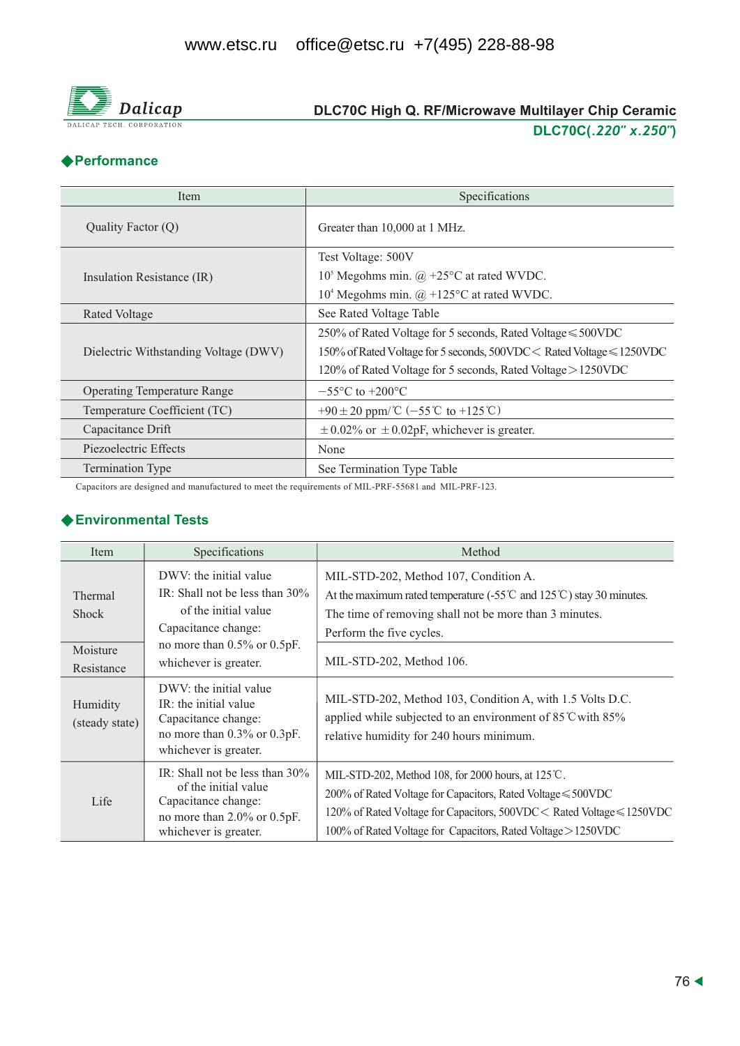DLC70C High Q. RF/Microwave Multilayer Chip Ceramic

DLC70C(*.220" x.250"*)

## ◆Performance

| Item | Specifications |
|---|---|
| Quality Factor (Q) | Greater than 10,000 at 1 MHz. |
| Insulation Resistance (IR) | Test Voltage: 500V<br>$10^5$ Megohms min. @ +25°C at rated WVDC.<br>$10^4$ Megohms min. @ +125°C at rated WVDC. |
| Rated Voltage | See Rated Voltage Table |
| Dielectric Withstanding Voltage (DWV) | 250% of Rated Voltage for 5 seconds, Rated Voltage≤500VDC<br>150% of Rated Voltage for 5 seconds, 500VDC< Rated Voltage≤1250VDC<br>120% of Rated Voltage for 5 seconds, Rated Voltage>1250VDC |
| Operating Temperature Range | −55°C to +200°C |
| Temperature Coefficient (TC) | +90±20 ppm/℃ (−55℃ to +125℃) |
| Capacitance Drift | ±0.02% or ±0.02pF, whichever is greater. |
| Piezoelectric Effects | None |
| Termination Type | See Termination Type Table |

Capacitors are designed and manufactured to meet the requirements of MIL-PRF-55681 and MIL-PRF-123.

## ◆Environmental Tests

| Item | Specifications | Method |
|---|---|---|
| Thermal Shock | DWV: the initial value<br>IR: Shall not be less than 30% of the initial value<br>Capacitance change:<br>no more than 0.5% or 0.5pF.<br>whichever is greater. | MIL-STD-202, Method 107, Condition A.<br>At the maximum rated temperature (-55℃ and 125℃) stay 30 minutes.<br>The time of removing shall not be more than 3 minutes.<br>Perform the five cycles. |
| Moisture Resistance | | MIL-STD-202, Method 106. |
| Humidity (steady state) | DWV: the initial value<br>IR: the initial value<br>Capacitance change:<br>no more than 0.3% or 0.3pF.<br>whichever is greater. | MIL-STD-202, Method 103, Condition A, with 1.5 Volts D.C. applied while subjected to an environment of 85℃with 85% relative humidity for 240 hours minimum. |
| Life | IR: Shall not be less than 30% of the initial value<br>Capacitance change:<br>no more than 2.0% or 0.5pF.<br>whichever is greater. | MIL-STD-202, Method 108, for 2000 hours, at 125℃.<br>200% of Rated Voltage for Capacitors, Rated Voltage≤500VDC<br>120% of Rated Voltage for Capacitors, 500VDC< Rated Voltage≤1250VDC<br>100% of Rated Voltage for Capacitors, Rated Voltage>1250VDC |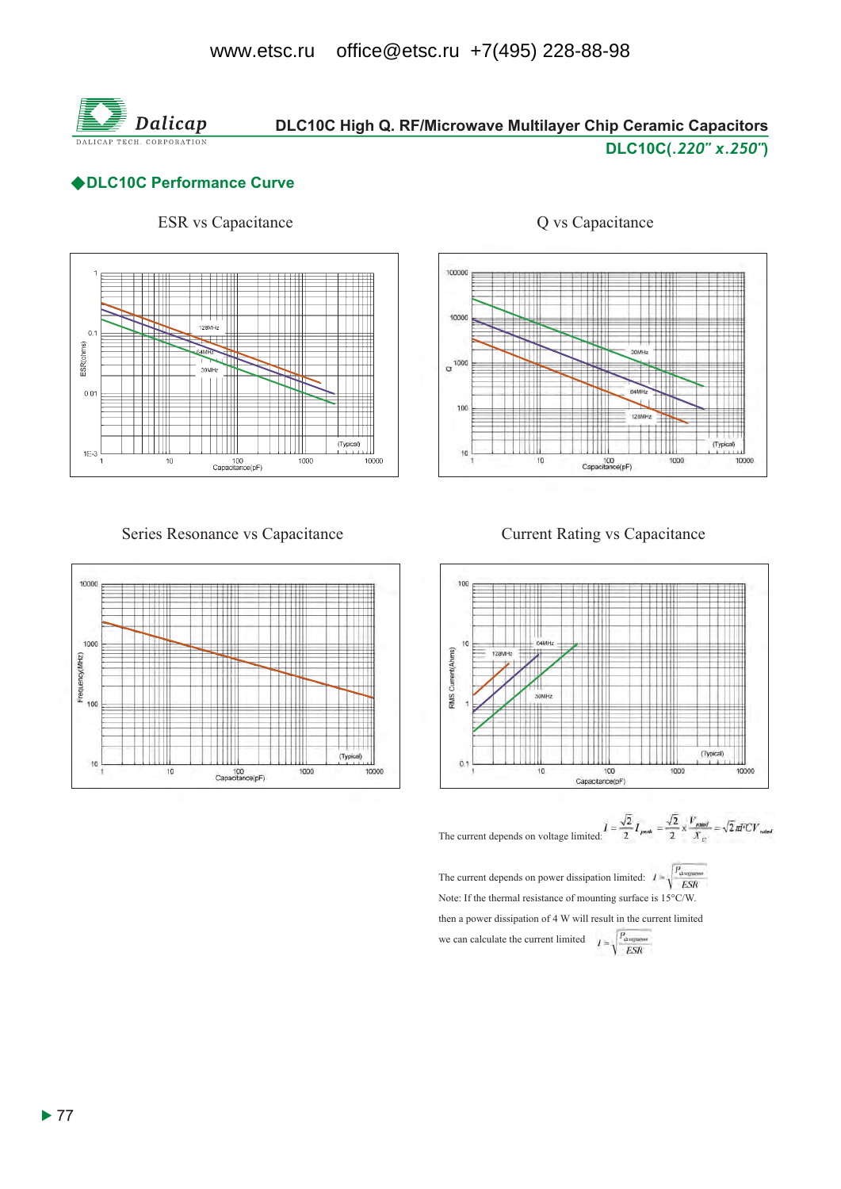www.etsc.ru office@etsc.ru +7(495) 228-88-98

DLC10C High Q. RF/Microwave Multilayer Chip Ceramic Capacitors

DLC10C(*.220" x.250"*)

## ◆DLC10C Performance Curve

### ESR vs Capacitance

1
0.1
0.01
1E-3
ESR(ohms)
128MHz
64MHz
30MHz
(Typical)
1
10
100
1000
10000
Capacitance(pF)

### Q vs Capacitance

100000
10000
1000
100
10
Q
30MHz
64MHz
128MHz
(Typical)
1
10
100
1000
10000
Capacitance(pF)

### Series Resonance vs Capacitance

10000
1000
100
10
Frequency(MHz)
(Typical)
1
10
100
1000
10000
Capacitance(pF)

### Current Rating vs Capacitance

100
10
1
0.1
RMS Current(Amps)
128MHz
64MHz
30MHz
(Typical)
1
10
100
1000
10000
Capacitance(pF)

The current depends on voltage limited: $I = \frac{\sqrt{2}}{2} I_{peak} = \frac{\sqrt{2}}{2} \times \frac{V_{rated}}{X_C} = \sqrt{2}\pi f C V_{rated}$

The current depends on power dissipation limited: $I = \sqrt{\frac{P_{dissipation}}{ESR}}$

Note: If the thermal resistance of mounting surface is 15°C/W.

then a power dissipation of 4 W will result in the current limited

we can calculate the current limited $I = \sqrt{\frac{P_{dissipation}}{ESR}}$